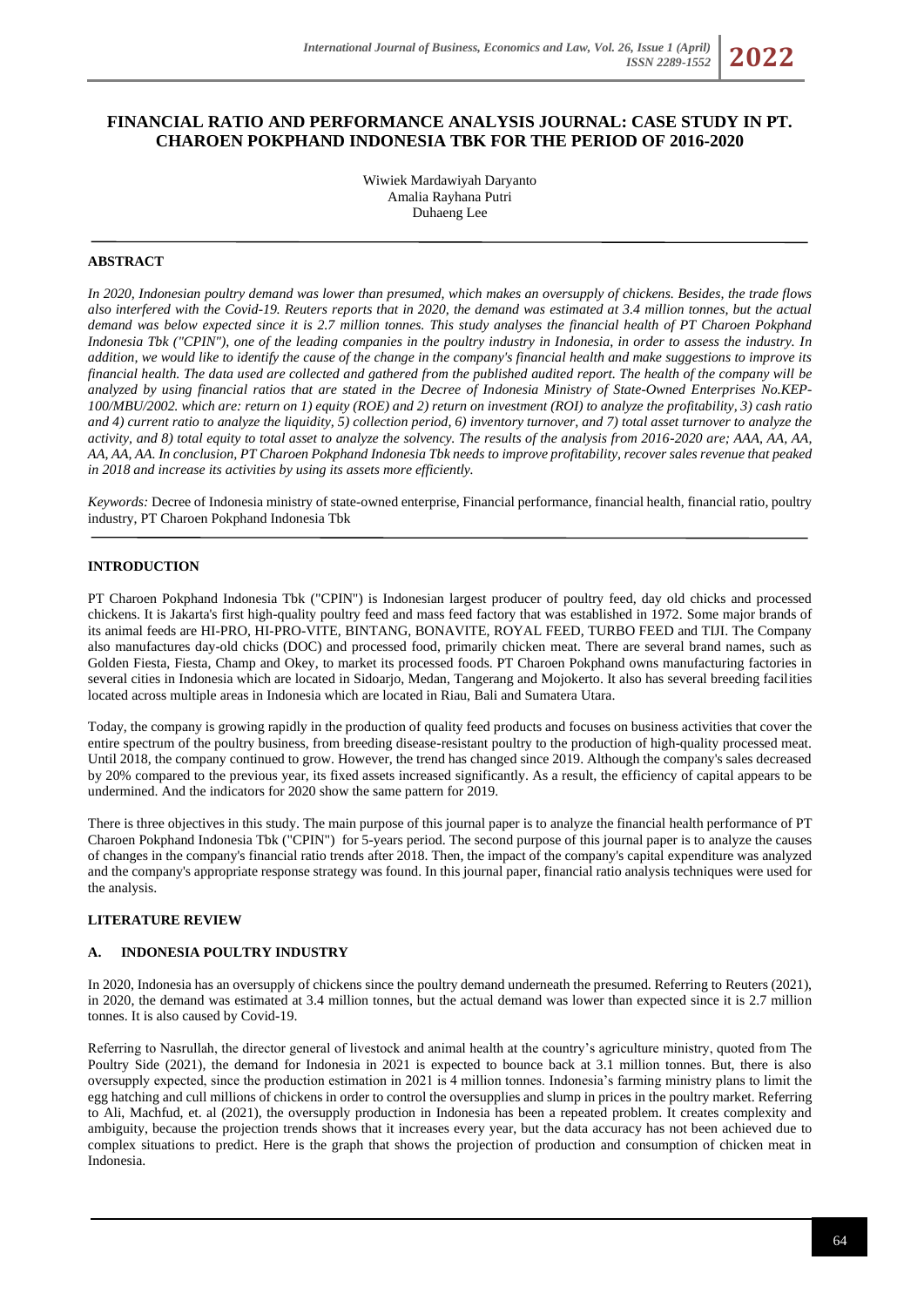# FINANCIAL RATIO AND PERFORMANCE ANALYSIS JOURNAL: CASE STUDY IN PT. CHAROEN POKPHAND INDONESIA TBK FOR THE PERIOD OF 2016-2020

Wiwiek Mardawiyah Daryanto
Amalia Rayhana Putri
Duhaeng Lee

## ABSTRACT

*In 2020, Indonesian poultry demand was lower than presumed, which makes an oversupply of chickens. Besides, the trade flows also interfered with the Covid-19. Reuters reports that in 2020, the demand was estimated at 3.4 million tonnes, but the actual demand was below expected since it is 2.7 million tonnes. This study analyses the financial health of PT Charoen Pokphand Indonesia Tbk ("CPIN"), one of the leading companies in the poultry industry in Indonesia, in order to assess the industry. In addition, we would like to identify the cause of the change in the company's financial health and make suggestions to improve its financial health. The data used are collected and gathered from the published audited report. The health of the company will be analyzed by using financial ratios that are stated in the Decree of Indonesia Ministry of State-Owned Enterprises No.KEP-100/MBU/2002. which are: return on 1) equity (ROE) and 2) return on investment (ROI) to analyze the profitability, 3) cash ratio and 4) current ratio to analyze the liquidity, 5) collection period, 6) inventory turnover, and 7) total asset turnover to analyze the activity, and 8) total equity to total asset to analyze the solvency. The results of the analysis from 2016-2020 are; AAA, AA, AA, AA, AA, AA. In conclusion, PT Charoen Pokphand Indonesia Tbk needs to improve profitability, recover sales revenue that peaked in 2018 and increase its activities by using its assets more efficiently.*

*Keywords:* Decree of Indonesia ministry of state-owned enterprise, Financial performance, financial health, financial ratio, poultry industry, PT Charoen Pokphand Indonesia Tbk

## INTRODUCTION

PT Charoen Pokphand Indonesia Tbk ("CPIN") is Indonesian largest producer of poultry feed, day old chicks and processed chickens. It is Jakarta's first high-quality poultry feed and mass feed factory that was established in 1972. Some major brands of its animal feeds are HI-PRO, HI-PRO-VITE, BINTANG, BONAVITE, ROYAL FEED, TURBO FEED and TIJI. The Company also manufactures day-old chicks (DOC) and processed food, primarily chicken meat. There are several brand names, such as Golden Fiesta, Fiesta, Champ and Okey, to market its processed foods. PT Charoen Pokphand owns manufacturing factories in several cities in Indonesia which are located in Sidoarjo, Medan, Tangerang and Mojokerto. It also has several breeding facilities located across multiple areas in Indonesia which are located in Riau, Bali and Sumatera Utara.

Today, the company is growing rapidly in the production of quality feed products and focuses on business activities that cover the entire spectrum of the poultry business, from breeding disease-resistant poultry to the production of high-quality processed meat. Until 2018, the company continued to grow. However, the trend has changed since 2019. Although the company's sales decreased by 20% compared to the previous year, its fixed assets increased significantly. As a result, the efficiency of capital appears to be undermined. And the indicators for 2020 show the same pattern for 2019.

There is three objectives in this study. The main purpose of this journal paper is to analyze the financial health performance of PT Charoen Pokphand Indonesia Tbk ("CPIN") for 5-years period. The second purpose of this journal paper is to analyze the causes of changes in the company's financial ratio trends after 2018. Then, the impact of the company's capital expenditure was analyzed and the company's appropriate response strategy was found. In this journal paper, financial ratio analysis techniques were used for the analysis.

## LITERATURE REVIEW

### A. INDONESIA POULTRY INDUSTRY

In 2020, Indonesia has an oversupply of chickens since the poultry demand underneath the presumed. Referring to Reuters (2021), in 2020, the demand was estimated at 3.4 million tonnes, but the actual demand was lower than expected since it is 2.7 million tonnes. It is also caused by Covid-19.

Referring to Nasrullah, the director general of livestock and animal health at the country's agriculture ministry, quoted from The Poultry Side (2021), the demand for Indonesia in 2021 is expected to bounce back at 3.1 million tonnes. But, there is also oversupply expected, since the production estimation in 2021 is 4 million tonnes. Indonesia's farming ministry plans to limit the egg hatching and cull millions of chickens in order to control the oversupplies and slump in prices in the poultry market. Referring to Ali, Machfud, et. al (2021), the oversupply production in Indonesia has been a repeated problem. It creates complexity and ambiguity, because the projection trends shows that it increases every year, but the data accuracy has not been achieved due to complex situations to predict. Here is the graph that shows the projection of production and consumption of chicken meat in Indonesia.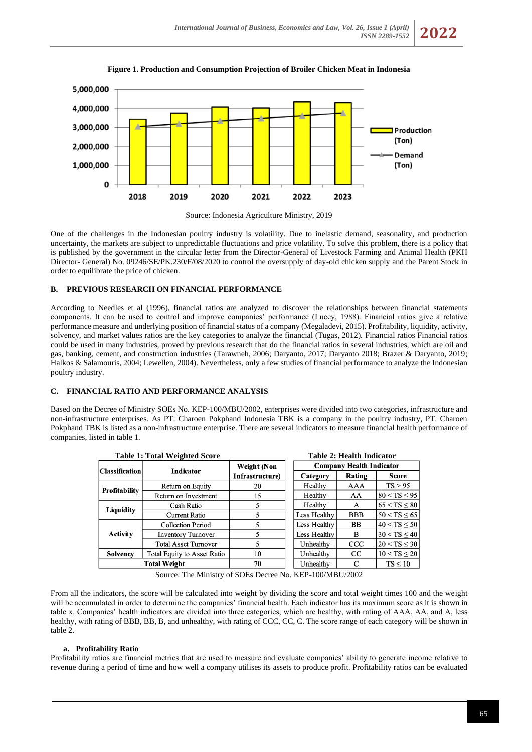**Figure 1. Production and Consumption Projection of Broiler Chicken Meat in Indonesia**

Source: Indonesia Agriculture Ministry, 2019

One of the challenges in the Indonesian poultry industry is volatility. Due to inelastic demand, seasonality, and production uncertainty, the markets are subject to unpredictable fluctuations and price volatility. To solve this problem, there is a policy that is published by the government in the circular letter from the Director-General of Livestock Farming and Animal Health (PKH Director- General) No. 09246/SE/PK.230/F/08/2020 to control the oversupply of day-old chicken supply and the Parent Stock in order to equilibrate the price of chicken.

## B. PREVIOUS RESEARCH ON FINANCIAL PERFORMANCE

According to Needles et al (1996), financial ratios are analyzed to discover the relationships between financial statements components. It can be used to control and improve companies' performance (Lucey, 1988). Financial ratios give a relative performance measure and underlying position of financial status of a company (Megaladevi, 2015). Profitability, liquidity, activity, solvency, and market values ratios are the key categories to analyze the financial (Tugas, 2012). Financial ratios Financial ratios could be used in many industries, proved by previous research that do the financial ratios in several industries, which are oil and gas, banking, cement, and construction industries (Tarawneh, 2006; Daryanto, 2017; Daryanto 2018; Brazer & Daryanto, 2019; Halkos & Salamouris, 2004; Lewellen, 2004). Nevertheless, only a few studies of financial performance to analyze the Indonesian poultry industry.

## C. FINANCIAL RATIO AND PERFORMANCE ANALYSIS

Based on the Decree of Ministry SOEs No. KEP-100/MBU/2002, enterprises were divided into two categories, infrastructure and non-infrastructure enterprises. As PT. Charoen Pokphand Indonesia TBK is a company in the poultry industry, PT. Charoen Pokphand TBK is listed as a non-infrastructure enterprise. There are several indicators to measure financial health performance of companies, listed in table 1.

**Table 1: Total Weighted Score**

| Classification | Indicator | Weight (Non Infrastructure) |
|---|---|---|
| Profitability | Return on Equity | 20 |
| | Return on Investment | 15 |
| Liquidity | Cash Ratio | 5 |
| | Current Ratio | 5 |
| Activity | Collection Period | 5 |
| | Inventory Turnover | 5 |
| | Total Asset Turnover | 5 |
| Solvency | Total Equity to Asset Ratio | 10 |
| Total Weight | | 70 |

**Table 2: Health Indicator**

| Company Health Indicator | | |
|---|---|---|
| Category | Rating | Score |
| Healthy | AAA | TS > 95 |
| Healthy | AA | 80 < TS ≤ 95 |
| Healthy | A | 65 < TS ≤ 80 |
| Less Healthy | BBB | 50 < TS ≤ 65 |
| Less Healthy | BB | 40 < TS ≤ 50 |
| Less Healthy | B | 30 < TS ≤ 40 |
| Unhealthy | CCC | 20 < TS ≤ 30 |
| Unhealthy | CC | 10 < TS ≤ 20 |
| Unhealthy | C | TS ≤ 10 |

Source: The Ministry of SOEs Decree No. KEP-100/MBU/2002

From all the indicators, the score will be calculated into weight by dividing the score and total weight times 100 and the weight will be accumulated in order to determine the companies' financial health. Each indicator has its maximum score as it is shown in table x. Companies' health indicators are divided into three categories, which are healthy, with rating of AAA, AA, and A, less healthy, with rating of BBB, BB, B, and unhealthy, with rating of CCC, CC, C. The score range of each category will be shown in table 2.

### a. Profitability Ratio

Profitability ratios are financial metrics that are used to measure and evaluate companies' ability to generate income relative to revenue during a period of time and how well a company utilises its assets to produce profit. Profitability ratios can be evaluated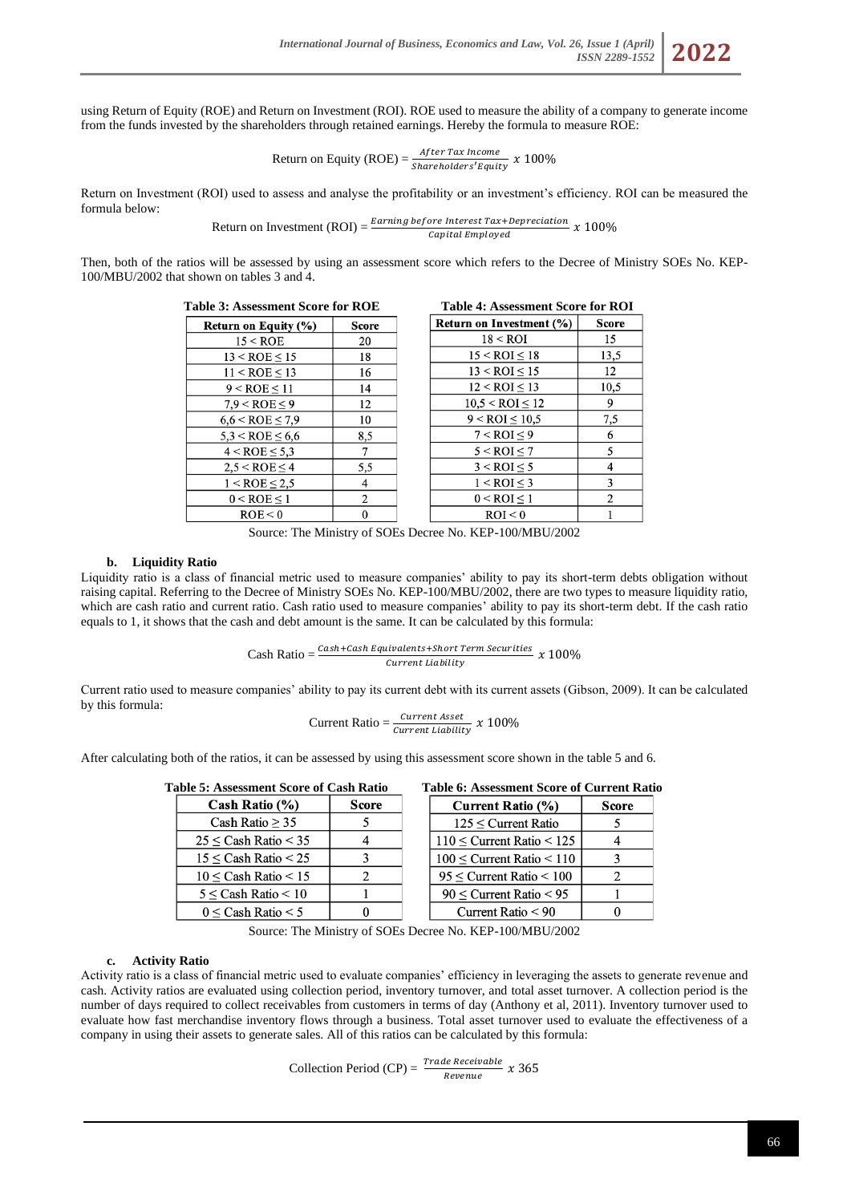using Return of Equity (ROE) and Return on Investment (ROI). ROE used to measure the ability of a company to generate income from the funds invested by the shareholders through retained earnings. Hereby the formula to measure ROE:

$$\text{Return on Equity (ROE)} = \frac{\textit{After Tax Income}}{\textit{Shareholders'Equity}} \ x\ 100\%$$

Return on Investment (ROI) used to assess and analyse the profitability or an investment's efficiency. ROI can be measured the formula below:

$$\text{Return on Investment (ROI)} = \frac{\textit{Earning before Interest Tax+Depreciation}}{\textit{Capital Employed}} \ x\ 100\%$$

Then, both of the ratios will be assessed by using an assessment score which refers to the Decree of Ministry SOEs No. KEP-100/MBU/2002 that shown on tables 3 and 4.

**Table 3: Assessment Score for ROE**

| Return on Equity (%) | Score |
|---|---|
| 15 < ROE | 20 |
| 13 < ROE ≤ 15 | 18 |
| 11 < ROE ≤ 13 | 16 |
| 9 < ROE ≤ 11 | 14 |
| 7,9 < ROE ≤ 9 | 12 |
| 6,6 < ROE ≤ 7,9 | 10 |
| 5,3 < ROE ≤ 6,6 | 8,5 |
| 4 < ROE ≤ 5,3 | 7 |
| 2,5 < ROE ≤ 4 | 5,5 |
| 1 < ROE ≤ 2,5 | 4 |
| 0 < ROE ≤ 1 | 2 |
| ROE < 0 | 0 |

**Table 4: Assessment Score for ROI**

| Return on Investment (%) | Score |
|---|---|
| 18 < ROI | 15 |
| 15 < ROI ≤ 18 | 13,5 |
| 13 < ROI ≤ 15 | 12 |
| 12 < ROI ≤ 13 | 10,5 |
| 10,5 < ROI ≤ 12 | 9 |
| 9 < ROI ≤ 10,5 | 7,5 |
| 7 < ROI ≤ 9 | 6 |
| 5 < ROI ≤ 7 | 5 |
| 3 < ROI ≤ 5 | 4 |
| 1 < ROI ≤ 3 | 3 |
| 0 < ROI ≤ 1 | 2 |
| ROI < 0 | 1 |

Source: The Ministry of SOEs Decree No. KEP-100/MBU/2002

**b. Liquidity Ratio**

Liquidity ratio is a class of financial metric used to measure companies' ability to pay its short-term debts obligation without raising capital. Referring to the Decree of Ministry SOEs No. KEP-100/MBU/2002, there are two types to measure liquidity ratio, which are cash ratio and current ratio. Cash ratio used to measure companies' ability to pay its short-term debt. If the cash ratio equals to 1, it shows that the cash and debt amount is the same. It can be calculated by this formula:

$$\text{Cash Ratio} = \frac{\textit{Cash+Cash Equivalents+Short Term Securities}}{\textit{Current Liability}} \ x\ 100\%$$

Current ratio used to measure companies' ability to pay its current debt with its current assets (Gibson, 2009). It can be calculated by this formula:

$$\text{Current Ratio} = \frac{\textit{Current Asset}}{\textit{Current Liability}} \ x\ 100\%$$

After calculating both of the ratios, it can be assessed by using this assessment score shown in the table 5 and 6.

**Table 5: Assessment Score of Cash Ratio**

| Cash Ratio (%) | Score |
|---|---|
| Cash Ratio ≥ 35 | 5 |
| 25 ≤ Cash Ratio < 35 | 4 |
| 15 ≤ Cash Ratio < 25 | 3 |
| 10 ≤ Cash Ratio < 15 | 2 |
| 5 ≤ Cash Ratio < 10 | 1 |
| 0 ≤ Cash Ratio < 5 | 0 |

**Table 6: Assessment Score of Current Ratio**

| Current Ratio (%) | Score |
|---|---|
| 125 ≤ Current Ratio | 5 |
| 110 ≤ Current Ratio < 125 | 4 |
| 100 ≤ Current Ratio < 110 | 3 |
| 95 ≤ Current Ratio < 100 | 2 |
| 90 ≤ Current Ratio < 95 | 1 |
| Current Ratio < 90 | 0 |

Source: The Ministry of SOEs Decree No. KEP-100/MBU/2002

**c. Activity Ratio**

Activity ratio is a class of financial metric used to evaluate companies' efficiency in leveraging the assets to generate revenue and cash. Activity ratios are evaluated using collection period, inventory turnover, and total asset turnover. A collection period is the number of days required to collect receivables from customers in terms of day (Anthony et al, 2011). Inventory turnover used to evaluate how fast merchandise inventory flows through a business. Total asset turnover used to evaluate the effectiveness of a company in using their assets to generate sales. All of this ratios can be calculated by this formula:

$$\text{Collection Period (CP)} = \frac{\textit{Trade Receivable}}{\textit{Revenue}} \ x\ 365$$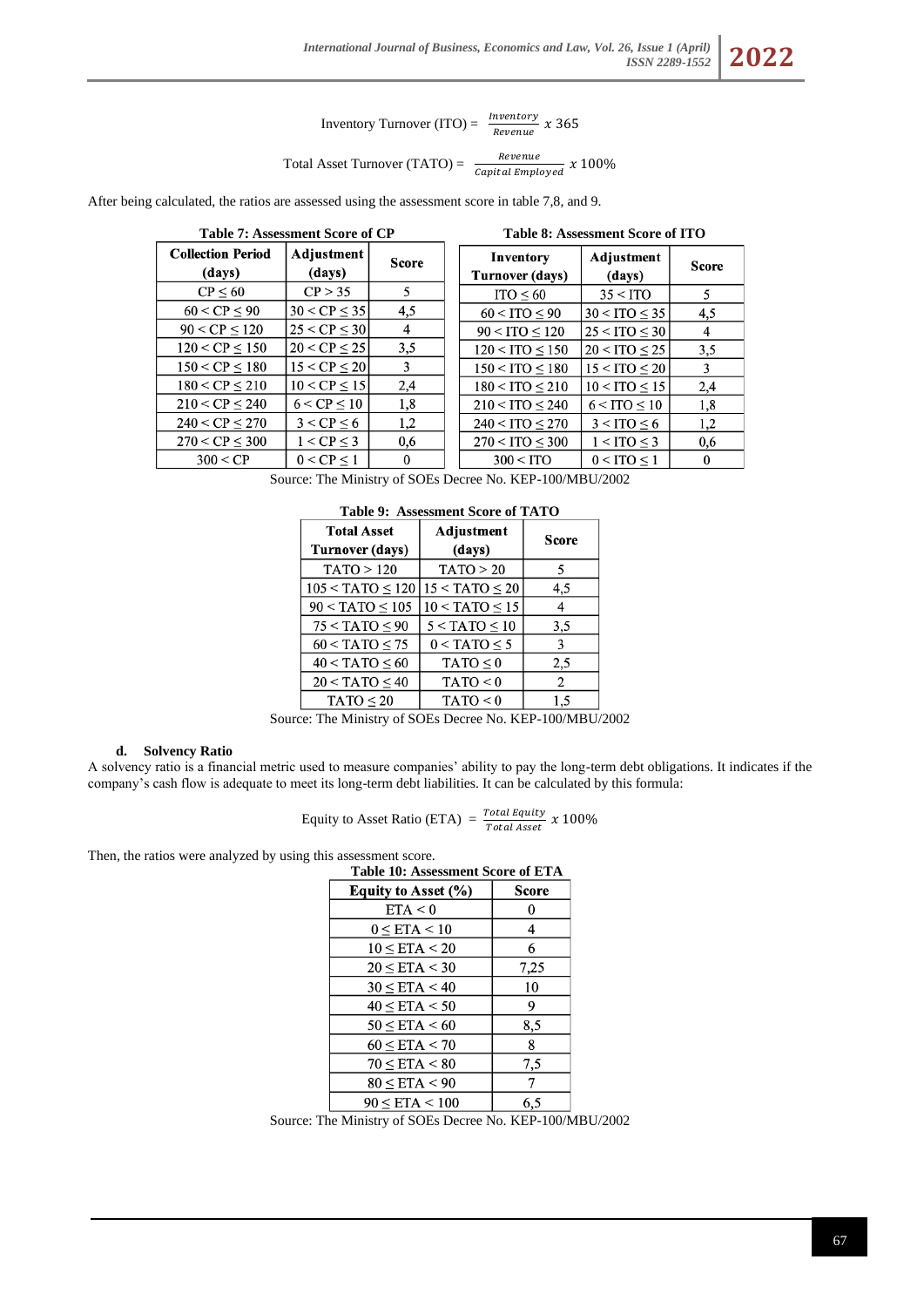$$\text{Inventory Turnover (ITO)} = \frac{Inventory}{Revenue} \times 365$$

$$\text{Total Asset Turnover (TATO)} = \frac{Revenue}{Capital\ Employed} \times 100\%$$

After being calculated, the ratios are assessed using the assessment score in table 7,8, and 9.

**Table 7: Assessment Score of CP**

| Collection Period (days) | Adjustment (days) | Score |
|---|---|---|
| CP ≤ 60 | CP > 35 | 5 |
| 60 < CP ≤ 90 | 30 < CP ≤ 35 | 4,5 |
| 90 < CP ≤ 120 | 25 < CP ≤ 30 | 4 |
| 120 < CP ≤ 150 | 20 < CP ≤ 25 | 3,5 |
| 150 < CP ≤ 180 | 15 < CP ≤ 20 | 3 |
| 180 < CP ≤ 210 | 10 < CP ≤ 15 | 2,4 |
| 210 < CP ≤ 240 | 6 < CP ≤ 10 | 1,8 |
| 240 < CP ≤ 270 | 3 < CP ≤ 6 | 1,2 |
| 270 < CP ≤ 300 | 1 < CP ≤ 3 | 0,6 |
| 300 < CP | 0 < CP ≤ 1 | 0 |

**Table 8: Assessment Score of ITO**

| Inventory Turnover (days) | Adjustment (days) | Score |
|---|---|---|
| ITO ≤ 60 | 35 < ITO | 5 |
| 60 < ITO ≤ 90 | 30 < ITO ≤ 35 | 4,5 |
| 90 < ITO ≤ 120 | 25 < ITO ≤ 30 | 4 |
| 120 < ITO ≤ 150 | 20 < ITO ≤ 25 | 3,5 |
| 150 < ITO ≤ 180 | 15 < ITO ≤ 20 | 3 |
| 180 < ITO ≤ 210 | 10 < ITO ≤ 15 | 2,4 |
| 210 < ITO ≤ 240 | 6 < ITO ≤ 10 | 1,8 |
| 240 < ITO ≤ 270 | 3 < ITO ≤ 6 | 1,2 |
| 270 < ITO ≤ 300 | 1 < ITO ≤ 3 | 0,6 |
| 300 < ITO | 0 < ITO ≤ 1 | 0 |

Source: The Ministry of SOEs Decree No. KEP-100/MBU/2002

**Table 9: Assessment Score of TATO**

| Total Asset Turnover (days) | Adjustment (days) | Score |
|---|---|---|
| TATO > 120 | TATO > 20 | 5 |
| 105 < TATO ≤ 120 | 15 < TATO ≤ 20 | 4,5 |
| 90 < TATO ≤ 105 | 10 < TATO ≤ 15 | 4 |
| 75 < TATO ≤ 90 | 5 < TATO ≤ 10 | 3,5 |
| 60 < TATO ≤ 75 | 0 < TATO ≤ 5 | 3 |
| 40 < TATO ≤ 60 | TATO ≤ 0 | 2,5 |
| 20 < TATO ≤ 40 | TATO < 0 | 2 |
| TATO ≤ 20 | TATO < 0 | 1,5 |

Source: The Ministry of SOEs Decree No. KEP-100/MBU/2002

**d. Solvency Ratio**

A solvency ratio is a financial metric used to measure companies' ability to pay the long-term debt obligations. It indicates if the company's cash flow is adequate to meet its long-term debt liabilities. It can be calculated by this formula:

$$\text{Equity to Asset Ratio (ETA)} = \frac{Total\ Equity}{Total\ Asset} \times 100\%$$

Then, the ratios were analyzed by using this assessment score.

**Table 10: Assessment Score of ETA**

| Equity to Asset (%) | Score |
|---|---|
| ETA < 0 | 0 |
| 0 ≤ ETA < 10 | 4 |
| 10 ≤ ETA < 20 | 6 |
| 20 ≤ ETA < 30 | 7,25 |
| 30 ≤ ETA < 40 | 10 |
| 40 ≤ ETA < 50 | 9 |
| 50 ≤ ETA < 60 | 8,5 |
| 60 ≤ ETA < 70 | 8 |
| 70 ≤ ETA < 80 | 7,5 |
| 80 ≤ ETA < 90 | 7 |
| 90 ≤ ETA < 100 | 6,5 |

Source: The Ministry of SOEs Decree No. KEP-100/MBU/2002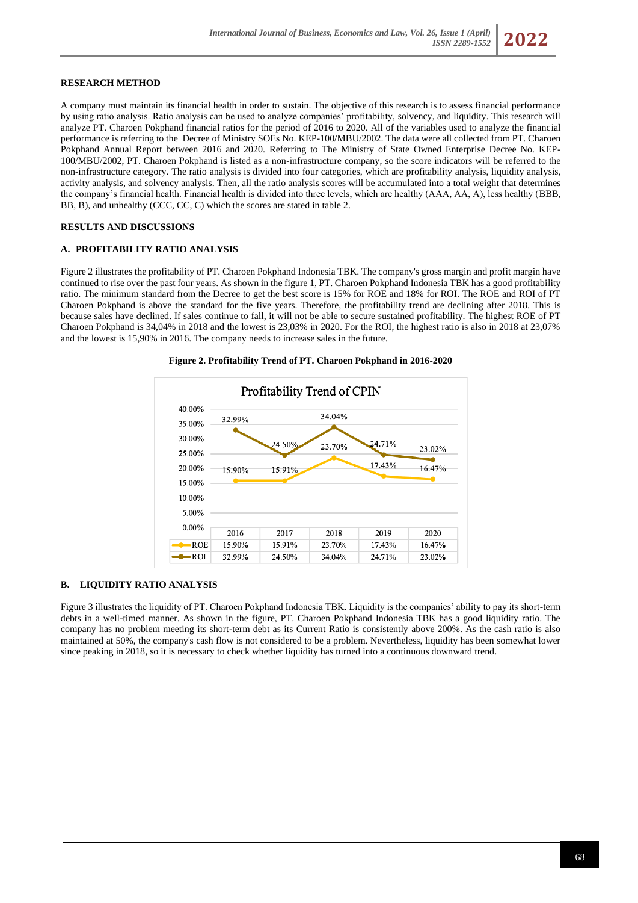**RESEARCH METHOD**

A company must maintain its financial health in order to sustain. The objective of this research is to assess financial performance by using ratio analysis. Ratio analysis can be used to analyze companies' profitability, solvency, and liquidity. This research will analyze PT. Charoen Pokphand financial ratios for the period of 2016 to 2020. All of the variables used to analyze the financial performance is referring to the Decree of Ministry SOEs No. KEP-100/MBU/2002. The data were all collected from PT. Charoen Pokphand Annual Report between 2016 and 2020. Referring to The Ministry of State Owned Enterprise Decree No. KEP-100/MBU/2002, PT. Charoen Pokphand is listed as a non-infrastructure company, so the score indicators will be referred to the non-infrastructure category. The ratio analysis is divided into four categories, which are profitability analysis, liquidity analysis, activity analysis, and solvency analysis. Then, all the ratio analysis scores will be accumulated into a total weight that determines the company's financial health. Financial health is divided into three levels, which are healthy (AAA, AA, A), less healthy (BBB, BB, B), and unhealthy (CCC, CC, C) which the scores are stated in table 2.

**RESULTS AND DISCUSSIONS**

**A. PROFITABILITY RATIO ANALYSIS**

Figure 2 illustrates the profitability of PT. Charoen Pokphand Indonesia TBK. The company's gross margin and profit margin have continued to rise over the past four years. As shown in the figure 1, PT. Charoen Pokphand Indonesia TBK has a good profitability ratio. The minimum standard from the Decree to get the best score is 15% for ROE and 18% for ROI. The ROE and ROI of PT Charoen Pokphand is above the standard for the five years. Therefore, the profitability trend are declining after 2018. This is because sales have declined. If sales continue to fall, it will not be able to secure sustained profitability. The highest ROE of PT Charoen Pokphand is 34,04% in 2018 and the lowest is 23,03% in 2020. For the ROI, the highest ratio is also in 2018 at 23,07% and the lowest is 15,90% in 2016. The company needs to increase sales in the future.

**Figure 2. Profitability Trend of PT. Charoen Pokphand in 2016-2020**

Profitability Trend of CPIN

| | 2016 | 2017 | 2018 | 2019 | 2020 |
|---|---|---|---|---|---|
| ROE | 15.90% | 15.91% | 23.70% | 17.43% | 16.47% |
| ROI | 32.99% | 24.50% | 34.04% | 24.71% | 23.02% |

**B. LIQUIDITY RATIO ANALYSIS**

Figure 3 illustrates the liquidity of PT. Charoen Pokphand Indonesia TBK. Liquidity is the companies' ability to pay its short-term debts in a well-timed manner. As shown in the figure, PT. Charoen Pokphand Indonesia TBK has a good liquidity ratio. The company has no problem meeting its short-term debt as its Current Ratio is consistently above 200%. As the cash ratio is also maintained at 50%, the company's cash flow is not considered to be a problem. Nevertheless, liquidity has been somewhat lower since peaking in 2018, so it is necessary to check whether liquidity has turned into a continuous downward trend.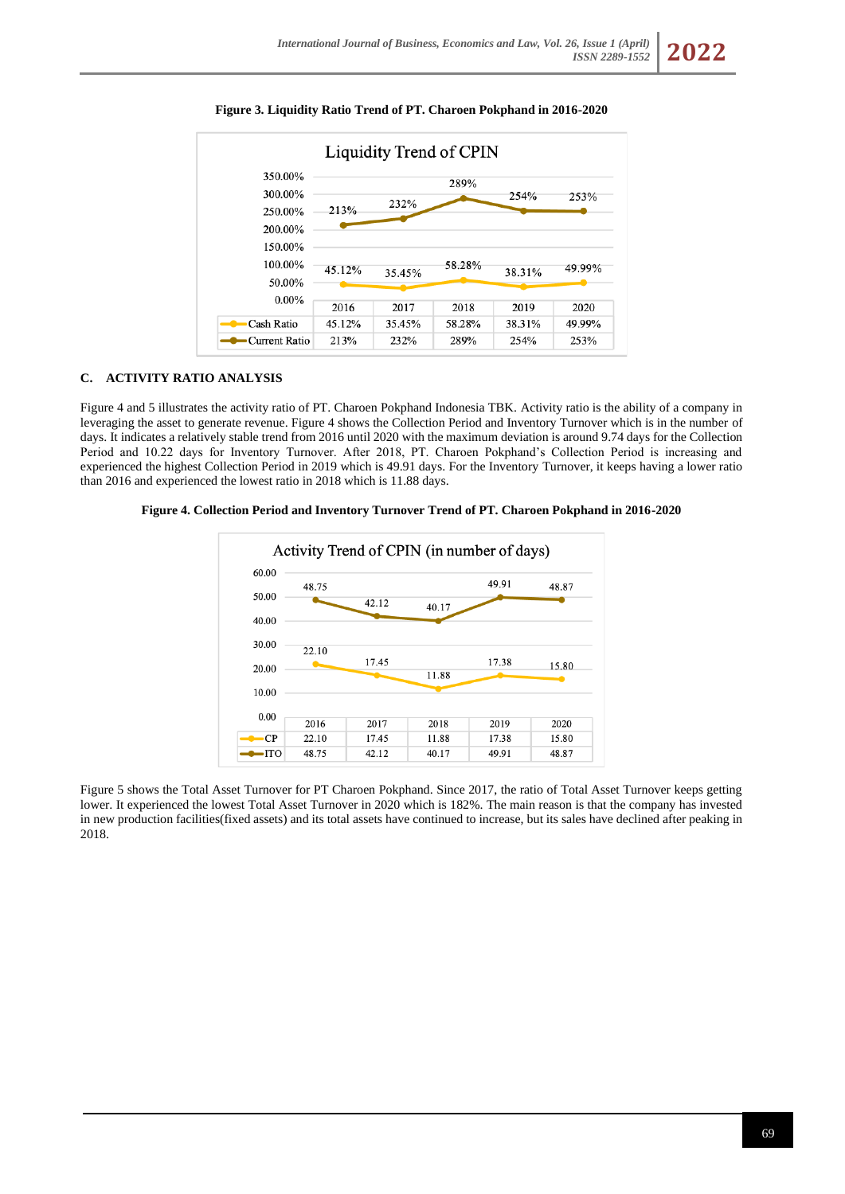**Figure 3. Liquidity Ratio Trend of PT. Charoen Pokphand in 2016-2020**

Liquidity Trend of CPIN

| | 2016 | 2017 | 2018 | 2019 | 2020 |
|---|---|---|---|---|---|
| Cash Ratio | 45.12% | 35.45% | 58.28% | 38.31% | 49.99% |
| Current Ratio | 213% | 232% | 289% | 254% | 253% |

### C. ACTIVITY RATIO ANALYSIS

Figure 4 and 5 illustrates the activity ratio of PT. Charoen Pokphand Indonesia TBK. Activity ratio is the ability of a company in leveraging the asset to generate revenue. Figure 4 shows the Collection Period and Inventory Turnover which is in the number of days. It indicates a relatively stable trend from 2016 until 2020 with the maximum deviation is around 9.74 days for the Collection Period and 10.22 days for Inventory Turnover. After 2018, PT. Charoen Pokphand's Collection Period is increasing and experienced the highest Collection Period in 2019 which is 49.91 days. For the Inventory Turnover, it keeps having a lower ratio than 2016 and experienced the lowest ratio in 2018 which is 11.88 days.

**Figure 4. Collection Period and Inventory Turnover Trend of PT. Charoen Pokphand in 2016-2020**

Activity Trend of CPIN (in number of days)

| | 2016 | 2017 | 2018 | 2019 | 2020 |
|---|---|---|---|---|---|
| CP | 22.10 | 17.45 | 11.88 | 17.38 | 15.80 |
| ITO | 48.75 | 42.12 | 40.17 | 49.91 | 48.87 |

Figure 5 shows the Total Asset Turnover for PT Charoen Pokphand. Since 2017, the ratio of Total Asset Turnover keeps getting lower. It experienced the lowest Total Asset Turnover in 2020 which is 182%. The main reason is that the company has invested in new production facilities(fixed assets) and its total assets have continued to increase, but its sales have declined after peaking in 2018.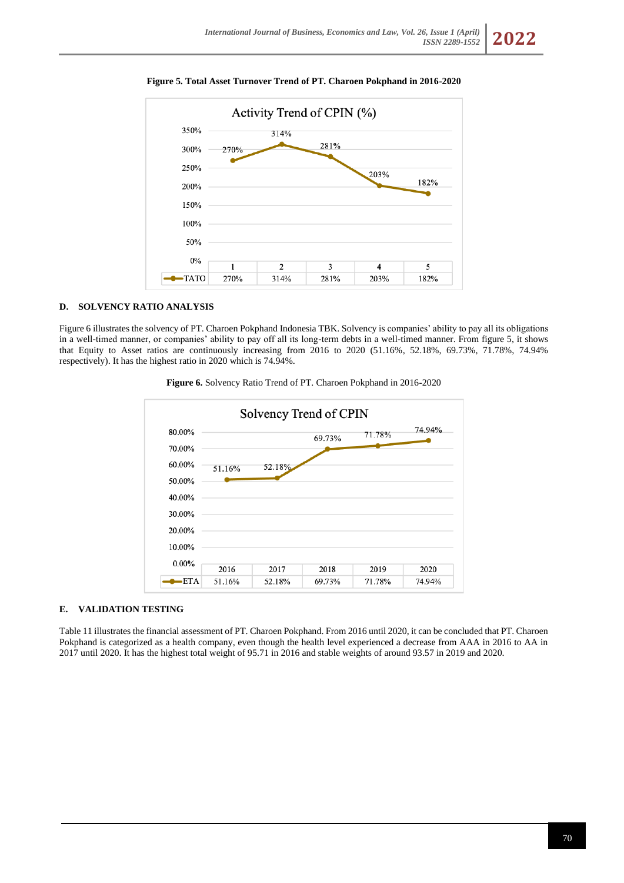**Figure 5. Total Asset Turnover Trend of PT. Charoen Pokphand in 2016-2020**

Activity Trend of CPIN (%)

| | 1 | 2 | 3 | 4 | 5 |
|---|---|---|---|---|---|
| TATO | 270% | 314% | 281% | 203% | 182% |

### D. SOLVENCY RATIO ANALYSIS

Figure 6 illustrates the solvency of PT. Charoen Pokphand Indonesia TBK. Solvency is companies' ability to pay all its obligations in a well-timed manner, or companies' ability to pay off all its long-term debts in a well-timed manner. From figure 5, it shows that Equity to Asset ratios are continuously increasing from 2016 to 2020 (51.16%, 52.18%, 69.73%, 71.78%, 74.94% respectively). It has the highest ratio in 2020 which is 74.94%.

**Figure 6.** Solvency Ratio Trend of PT. Charoen Pokphand in 2016-2020

Solvency Trend of CPIN

| | 2016 | 2017 | 2018 | 2019 | 2020 |
|---|---|---|---|---|---|
| ETA | 51.16% | 52.18% | 69.73% | 71.78% | 74.94% |

### E. VALIDATION TESTING

Table 11 illustrates the financial assessment of PT. Charoen Pokphand. From 2016 until 2020, it can be concluded that PT. Charoen Pokphand is categorized as a health company, even though the health level experienced a decrease from AAA in 2016 to AA in 2017 until 2020. It has the highest total weight of 95.71 in 2016 and stable weights of around 93.57 in 2019 and 2020.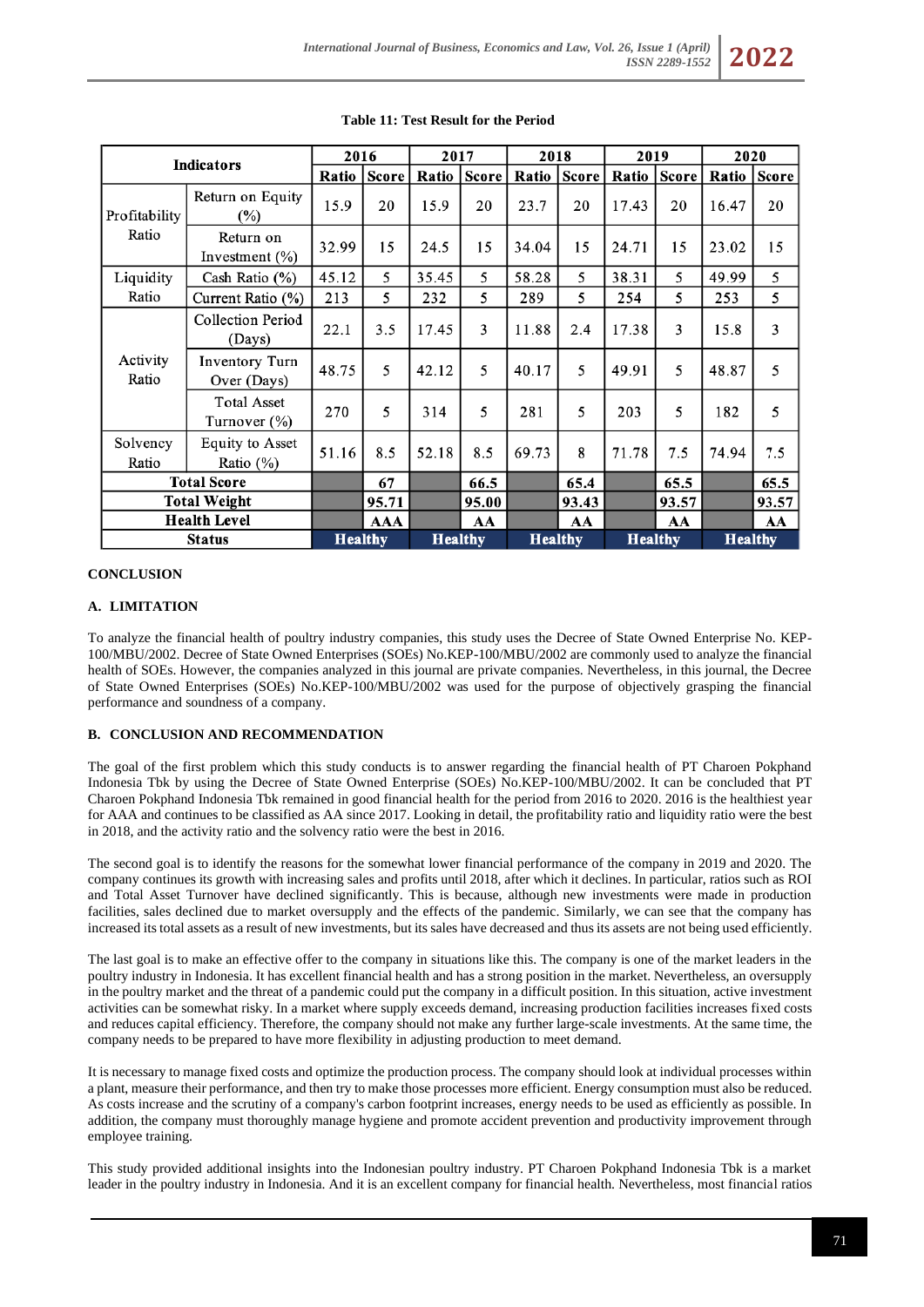**Table 11: Test Result for the Period**

| Indicators | | 2016 | | 2017 | | 2018 | | 2019 | | 2020 | |
|---|---|---|---|---|---|---|---|---|---|---|---|
| | | Ratio | Score | Ratio | Score | Ratio | Score | Ratio | Score | Ratio | Score |
| Profitability Ratio | Return on Equity (%) | 15.9 | 20 | 15.9 | 20 | 23.7 | 20 | 17.43 | 20 | 16.47 | 20 |
| | Return on Investment (%) | 32.99 | 15 | 24.5 | 15 | 34.04 | 15 | 24.71 | 15 | 23.02 | 15 |
| Liquidity Ratio | Cash Ratio (%) | 45.12 | 5 | 35.45 | 5 | 58.28 | 5 | 38.31 | 5 | 49.99 | 5 |
| | Current Ratio (%) | 213 | 5 | 232 | 5 | 289 | 5 | 254 | 5 | 253 | 5 |
| Activity Ratio | Collection Period (Days) | 22.1 | 3.5 | 17.45 | 3 | 11.88 | 2.4 | 17.38 | 3 | 15.8 | 3 |
| | Inventory Turn Over (Days) | 48.75 | 5 | 42.12 | 5 | 40.17 | 5 | 49.91 | 5 | 48.87 | 5 |
| | Total Asset Turnover (%) | 270 | 5 | 314 | 5 | 281 | 5 | 203 | 5 | 182 | 5 |
| Solvency Ratio | Equity to Asset Ratio (%) | 51.16 | 8.5 | 52.18 | 8.5 | 69.73 | 8 | 71.78 | 7.5 | 74.94 | 7.5 |
| **Total Score** | | | **67** | | **66.5** | | **65.4** | | **65.5** | | **65.5** |
| **Total Weight** | | | **95.71** | | **95.00** | | **93.43** | | **93.57** | | **93.57** |
| **Health Level** | | | **AAA** | | **AA** | | **AA** | | **AA** | | **AA** |
| **Status** | | **Healthy** | | **Healthy** | | **Healthy** | | **Healthy** | | **Healthy** | |

## CONCLUSION

### A. LIMITATION

To analyze the financial health of poultry industry companies, this study uses the Decree of State Owned Enterprise No. KEP-100/MBU/2002. Decree of State Owned Enterprises (SOEs) No.KEP-100/MBU/2002 are commonly used to analyze the financial health of SOEs. However, the companies analyzed in this journal are private companies. Nevertheless, in this journal, the Decree of State Owned Enterprises (SOEs) No.KEP-100/MBU/2002 was used for the purpose of objectively grasping the financial performance and soundness of a company.

### B. CONCLUSION AND RECOMMENDATION

The goal of the first problem which this study conducts is to answer regarding the financial health of PT Charoen Pokphand Indonesia Tbk by using the Decree of State Owned Enterprise (SOEs) No.KEP-100/MBU/2002. It can be concluded that PT Charoen Pokphand Indonesia Tbk remained in good financial health for the period from 2016 to 2020. 2016 is the healthiest year for AAA and continues to be classified as AA since 2017. Looking in detail, the profitability ratio and liquidity ratio were the best in 2018, and the activity ratio and the solvency ratio were the best in 2016.

The second goal is to identify the reasons for the somewhat lower financial performance of the company in 2019 and 2020. The company continues its growth with increasing sales and profits until 2018, after which it declines. In particular, ratios such as ROI and Total Asset Turnover have declined significantly. This is because, although new investments were made in production facilities, sales declined due to market oversupply and the effects of the pandemic. Similarly, we can see that the company has increased its total assets as a result of new investments, but its sales have decreased and thus its assets are not being used efficiently.

The last goal is to make an effective offer to the company in situations like this. The company is one of the market leaders in the poultry industry in Indonesia. It has excellent financial health and has a strong position in the market. Nevertheless, an oversupply in the poultry market and the threat of a pandemic could put the company in a difficult position. In this situation, active investment activities can be somewhat risky. In a market where supply exceeds demand, increasing production facilities increases fixed costs and reduces capital efficiency. Therefore, the company should not make any further large-scale investments. At the same time, the company needs to be prepared to have more flexibility in adjusting production to meet demand.

It is necessary to manage fixed costs and optimize the production process. The company should look at individual processes within a plant, measure their performance, and then try to make those processes more efficient. Energy consumption must also be reduced. As costs increase and the scrutiny of a company's carbon footprint increases, energy needs to be used as efficiently as possible. In addition, the company must thoroughly manage hygiene and promote accident prevention and productivity improvement through employee training.

This study provided additional insights into the Indonesian poultry industry. PT Charoen Pokphand Indonesia Tbk is a market leader in the poultry industry in Indonesia. And it is an excellent company for financial health. Nevertheless, most financial ratios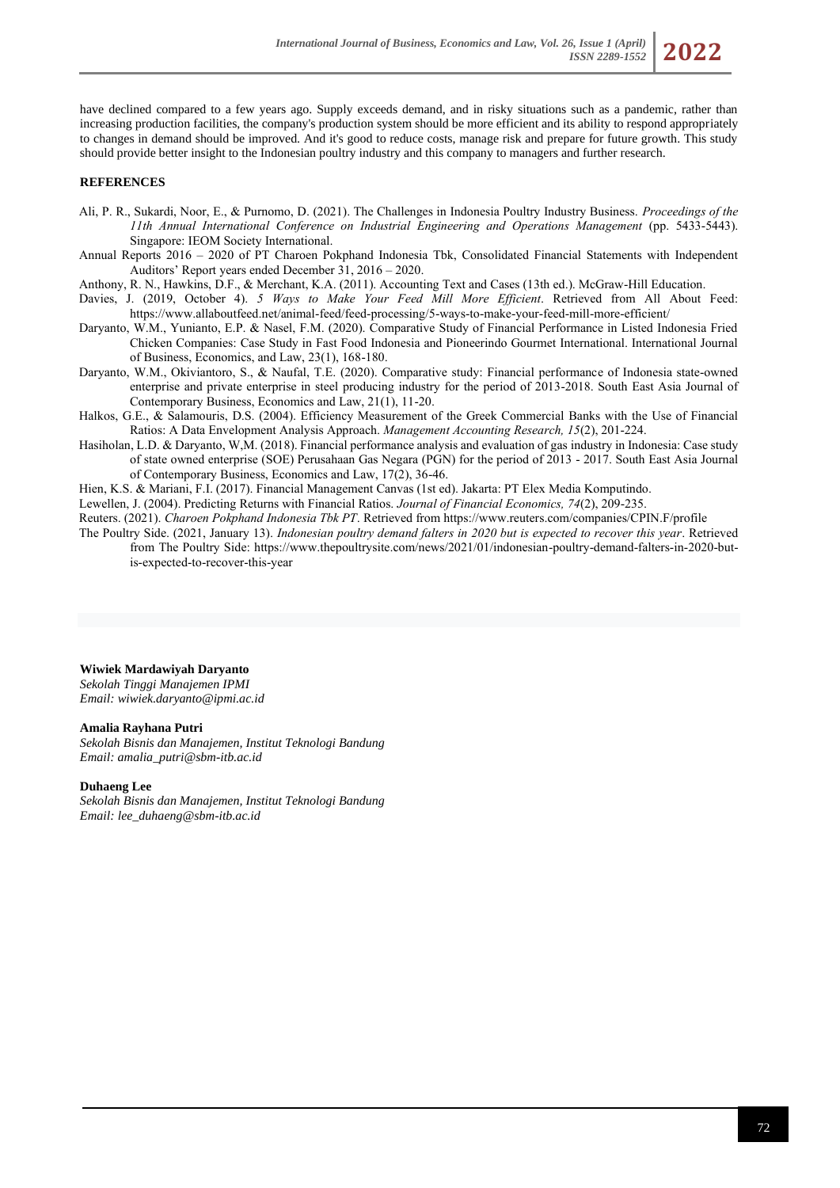have declined compared to a few years ago. Supply exceeds demand, and in risky situations such as a pandemic, rather than increasing production facilities, the company's production system should be more efficient and its ability to respond appropriately to changes in demand should be improved. And it's good to reduce costs, manage risk and prepare for future growth. This study should provide better insight to the Indonesian poultry industry and this company to managers and further research.

## REFERENCES

Ali, P. R., Sukardi, Noor, E., & Purnomo, D. (2021). The Challenges in Indonesia Poultry Industry Business. *Proceedings of the 11th Annual International Conference on Industrial Engineering and Operations Management* (pp. 5433-5443). Singapore: IEOM Society International.

Annual Reports 2016 – 2020 of PT Charoen Pokphand Indonesia Tbk, Consolidated Financial Statements with Independent Auditors' Report years ended December 31, 2016 – 2020.

Anthony, R. N., Hawkins, D.F., & Merchant, K.A. (2011). Accounting Text and Cases (13th ed.). McGraw-Hill Education.

Davies, J. (2019, October 4). *5 Ways to Make Your Feed Mill More Efficient*. Retrieved from All About Feed: https://www.allaboutfeed.net/animal-feed/feed-processing/5-ways-to-make-your-feed-mill-more-efficient/

Daryanto, W.M., Yunianto, E.P. & Nasel, F.M. (2020). Comparative Study of Financial Performance in Listed Indonesia Fried Chicken Companies: Case Study in Fast Food Indonesia and Pioneerindo Gourmet International. International Journal of Business, Economics, and Law, 23(1), 168-180.

Daryanto, W.M., Okiviantoro, S., & Naufal, T.E. (2020). Comparative study: Financial performance of Indonesia state-owned enterprise and private enterprise in steel producing industry for the period of 2013-2018. South East Asia Journal of Contemporary Business, Economics and Law, 21(1), 11-20.

Halkos, G.E., & Salamouris, D.S. (2004). Efficiency Measurement of the Greek Commercial Banks with the Use of Financial Ratios: A Data Envelopment Analysis Approach. *Management Accounting Research, 15*(2), 201-224.

Hasiholan, L.D. & Daryanto, W,M. (2018). Financial performance analysis and evaluation of gas industry in Indonesia: Case study of state owned enterprise (SOE) Perusahaan Gas Negara (PGN) for the period of 2013 - 2017. South East Asia Journal of Contemporary Business, Economics and Law, 17(2), 36-46.

Hien, K.S. & Mariani, F.I. (2017). Financial Management Canvas (1st ed). Jakarta: PT Elex Media Komputindo.

Lewellen, J. (2004). Predicting Returns with Financial Ratios. *Journal of Financial Economics, 74*(2), 209-235.

Reuters. (2021). *Charoen Pokphand Indonesia Tbk PT*. Retrieved from https://www.reuters.com/companies/CPIN.F/profile

The Poultry Side. (2021, January 13). *Indonesian poultry demand falters in 2020 but is expected to recover this year*. Retrieved from The Poultry Side: https://www.thepoultrysite.com/news/2021/01/indonesian-poultry-demand-falters-in-2020-but-is-expected-to-recover-this-year

**Wiwiek Mardawiyah Daryanto**
*Sekolah Tinggi Manajemen IPMI*
*Email: wiwiek.daryanto@ipmi.ac.id*

**Amalia Rayhana Putri**
*Sekolah Bisnis dan Manajemen, Institut Teknologi Bandung*
*Email: amalia_putri@sbm-itb.ac.id*

**Duhaeng Lee**
*Sekolah Bisnis dan Manajemen, Institut Teknologi Bandung*
*Email: lee_duhaeng@sbm-itb.ac.id*